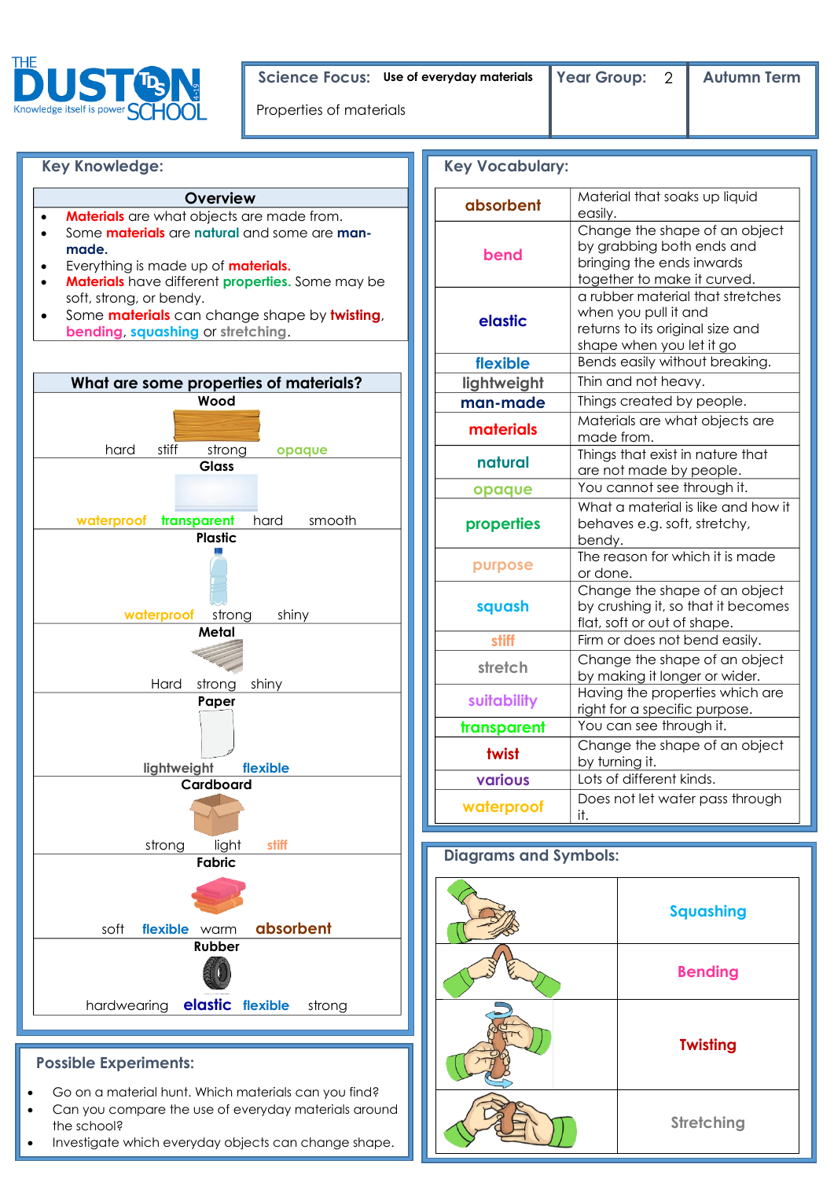THE DUSTON SCHOOL
Knowledge itself is power

| Science Focus: Use of everyday materials | Year Group: 2 | Autumn Term |
|---|---|---|
| Properties of materials | | |

## Key Knowledge:

### Overview

- **Materials** are what objects are made from.
- Some **materials** are **natural** and some are **man-made.**
- Everything is made up of **materials.**
- **Materials** have different **properties.** Some may be soft, strong, or bendy.
- Some **materials** can change shape by **twisting**, **bending**, **squashing** or **stretching**.

### What are some properties of materials?

**Wood**

hard stiff strong opaque

**Glass**

waterproof transparent hard smooth

**Plastic**

waterproof strong shiny

**Metal**

Hard strong shiny

**Paper**

lightweight flexible

**Cardboard**

strong light stiff

**Fabric**

soft flexible warm absorbent

**Rubber**

hardwearing elastic flexible strong

## Possible Experiments:

- Go on a material hunt. Which materials can you find?
- Can you compare the use of everyday materials around the school?
- Investigate which everyday objects can change shape.

## Key Vocabulary:

| | |
|---|---|
| **absorbent** | Material that soaks up liquid easily. |
| **bend** | Change the shape of an object by grabbing both ends and bringing the ends inwards together to make it curved. |
| **elastic** | a rubber material that stretches when you pull it and returns to its original size and shape when you let it go |
| **flexible** | Bends easily without breaking. |
| **lightweight** | Thin and not heavy. |
| **man-made** | Things created by people. |
| **materials** | Materials are what objects are made from. |
| **natural** | Things that exist in nature that are not made by people. |
| **opaque** | You cannot see through it. |
| **properties** | What a material is like and how it behaves e.g. soft, stretchy, bendy. |
| **purpose** | The reason for which it is made or done. |
| **squash** | Change the shape of an object by crushing it, so that it becomes flat, soft or out of shape. |
| **stiff** | Firm or does not bend easily. |
| **stretch** | Change the shape of an object by making it longer or wider. |
| **suitability** | Having the properties which are right for a specific purpose. |
| **transparent** | You can see through it. |
| **twist** | Change the shape of an object by turning it. |
| **various** | Lots of different kinds. |
| **waterproof** | Does not let water pass through it. |

## Diagrams and Symbols:

| | |
|---|---|
| | Squashing |
| | Bending |
| | Twisting |
| | Stretching |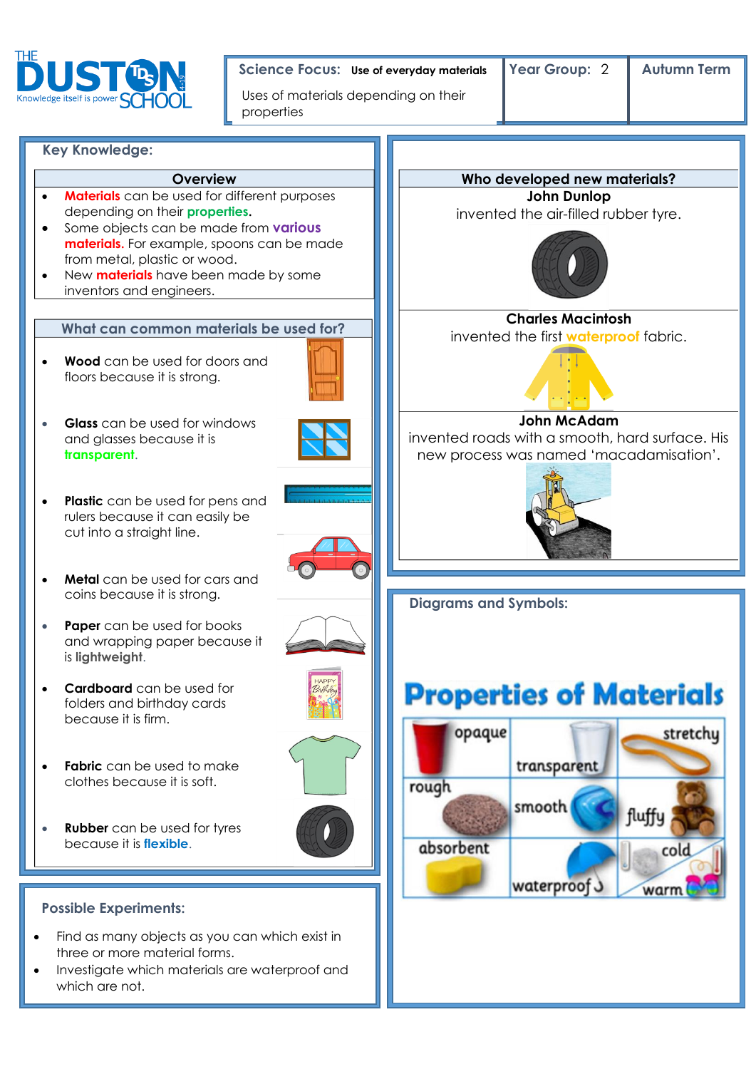THE DUSTON SCHOOL — Knowledge itself is power

| Science Focus: Use of everyday materials | Year Group: 2 | Autumn Term |
|---|---|---|
| Uses of materials depending on their properties | | |

## Key Knowledge:

### Overview

- **Materials** can be used for different purposes depending on their **properties.**
- Some objects can be made from **various materials.** For example, spoons can be made from metal, plastic or wood.
- New **materials** have been made by some inventors and engineers.

### What can common materials be used for?

- **Wood** can be used for doors and floors because it is strong.
- **Glass** can be used for windows and glasses because it is **transparent**.
- **Plastic** can be used for pens and rulers because it can easily be cut into a straight line.
- **Metal** can be used for cars and coins because it is strong.
- **Paper** can be used for books and wrapping paper because it is **lightweight**.
- **Cardboard** can be used for folders and birthday cards because it is firm.
- **Fabric** can be used to make clothes because it is soft.
- **Rubber** can be used for tyres because it is **flexible**.

### Who developed new materials?

**John Dunlop**
invented the air-filled rubber tyre.

**Charles Macintosh**
invented the first **waterproof** fabric.

**John McAdam**
invented roads with a smooth, hard surface. His new process was named 'macadamisation'.

## Possible Experiments:

- Find as many objects as you can which exist in three or more material forms.
- Investigate which materials are waterproof and which are not.

## Diagrams and Symbols:

Properties of Materials

opaque
transparent
stretchy
rough
smooth
fluffy
absorbent
waterproof
cold
warm